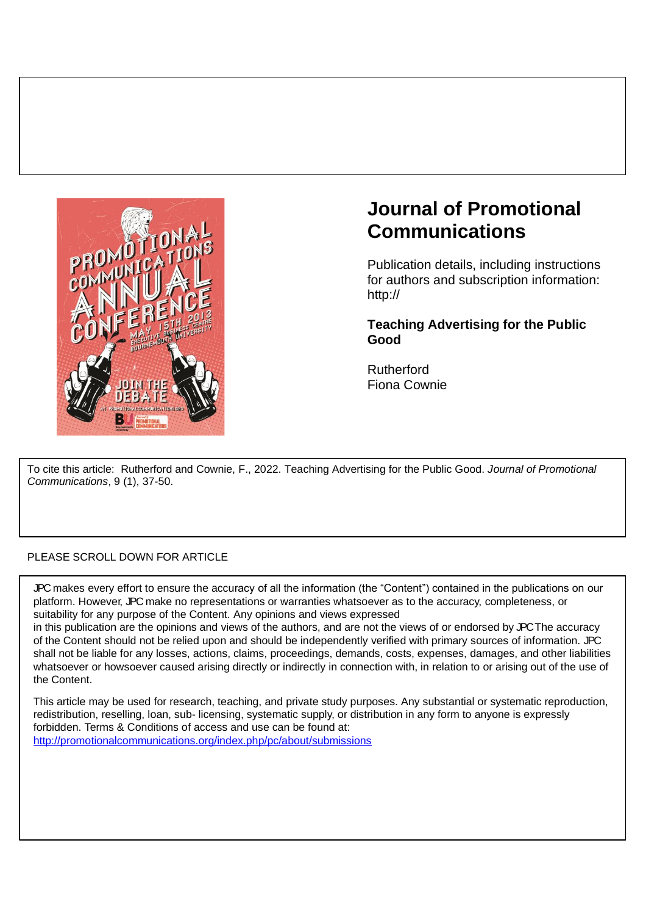# Journal of Promotional Communications

Publication details, including instructions for authors and subscription information: http://

**Teaching Advertising for the Public Good**

Rutherford
Fiona Cownie

To cite this article: Rutherford and Cownie, F., 2022. Teaching Advertising for the Public Good. *Journal of Promotional Communications*, 9 (1), 37-50.

PLEASE SCROLL DOWN FOR ARTICLE

JPC makes every effort to ensure the accuracy of all the information (the "Content") contained in the publications on our platform. However, JPC make no representations or warranties whatsoever as to the accuracy, completeness, or suitability for any purpose of the Content. Any opinions and views expressed in this publication are the opinions and views of the authors, and are not the views of or endorsed by JPC The accuracy of the Content should not be relied upon and should be independently verified with primary sources of information. JPC shall not be liable for any losses, actions, claims, proceedings, demands, costs, expenses, damages, and other liabilities whatsoever or howsoever caused arising directly or indirectly in connection with, in relation to or arising out of the use of the Content.

This article may be used for research, teaching, and private study purposes. Any substantial or systematic reproduction, redistribution, reselling, loan, sub- licensing, systematic supply, or distribution in any form to anyone is expressly forbidden. Terms & Conditions of access and use can be found at: http://promotionalcommunications.org/index.php/pc/about/submissions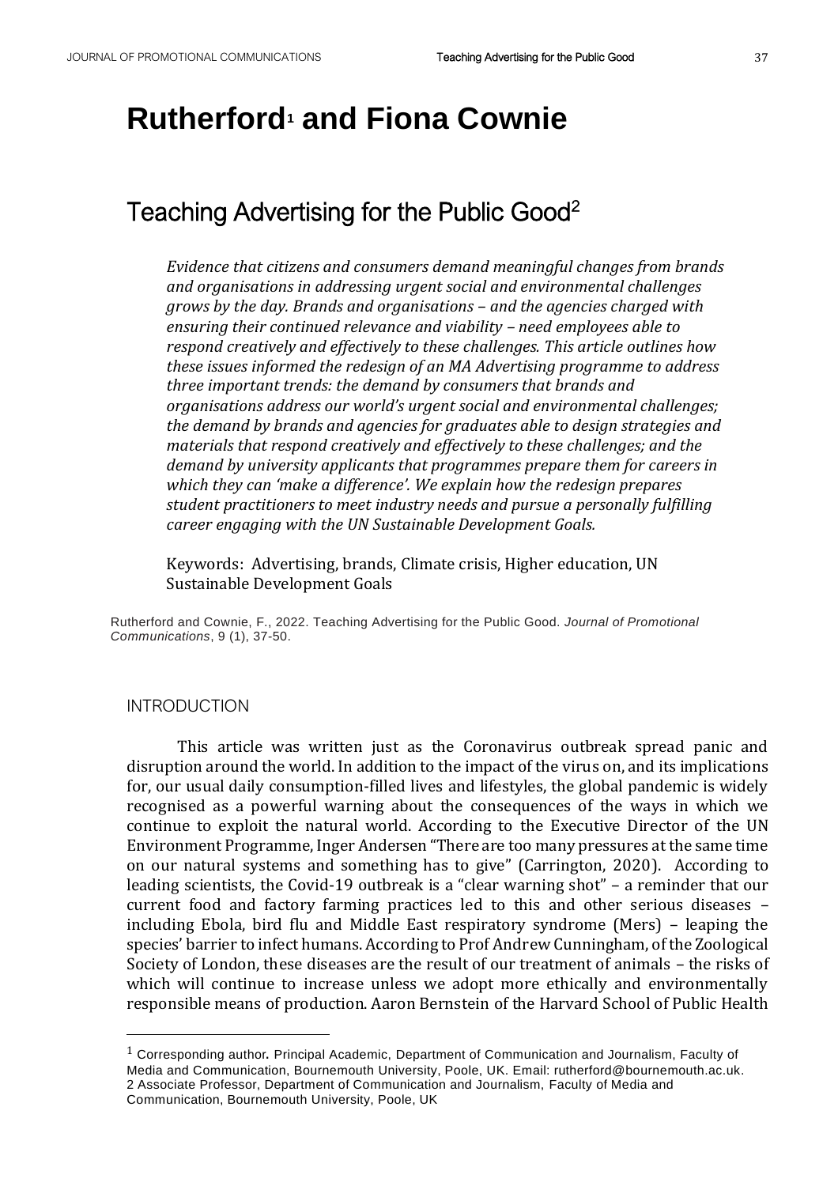# Rutherford[1] and Fiona Cownie

## Teaching Advertising for the Public Good[2]

*Evidence that citizens and consumers demand meaningful changes from brands and organisations in addressing urgent social and environmental challenges grows by the day. Brands and organisations – and the agencies charged with ensuring their continued relevance and viability – need employees able to respond creatively and effectively to these challenges. This article outlines how these issues informed the redesign of an MA Advertising programme to address three important trends: the demand by consumers that brands and organisations address our world's urgent social and environmental challenges; the demand by brands and agencies for graduates able to design strategies and materials that respond creatively and effectively to these challenges; and the demand by university applicants that programmes prepare them for careers in which they can 'make a difference'. We explain how the redesign prepares student practitioners to meet industry needs and pursue a personally fulfilling career engaging with the UN Sustainable Development Goals.*

Keywords: Advertising, brands, Climate crisis, Higher education, UN Sustainable Development Goals

Rutherford and Cownie, F., 2022. Teaching Advertising for the Public Good. *Journal of Promotional Communications*, 9 (1), 37-50.

### INTRODUCTION

This article was written just as the Coronavirus outbreak spread panic and disruption around the world. In addition to the impact of the virus on, and its implications for, our usual daily consumption-filled lives and lifestyles, the global pandemic is widely recognised as a powerful warning about the consequences of the ways in which we continue to exploit the natural world. According to the Executive Director of the UN Environment Programme, Inger Andersen "There are too many pressures at the same time on our natural systems and something has to give" (Carrington, 2020). According to leading scientists, the Covid-19 outbreak is a "clear warning shot" – a reminder that our current food and factory farming practices led to this and other serious diseases – including Ebola, bird flu and Middle East respiratory syndrome (Mers) – leaping the species' barrier to infect humans. According to Prof Andrew Cunningham, of the Zoological Society of London, these diseases are the result of our treatment of animals – the risks of which will continue to increase unless we adopt more ethically and environmentally responsible means of production. Aaron Bernstein of the Harvard School of Public Health

---

[1] Corresponding author**.** Principal Academic, Department of Communication and Journalism, Faculty of Media and Communication, Bournemouth University, Poole, UK. Email: rutherford@bournemouth.ac.uk.

[2] Associate Professor, Department of Communication and Journalism, Faculty of Media and Communication, Bournemouth University, Poole, UK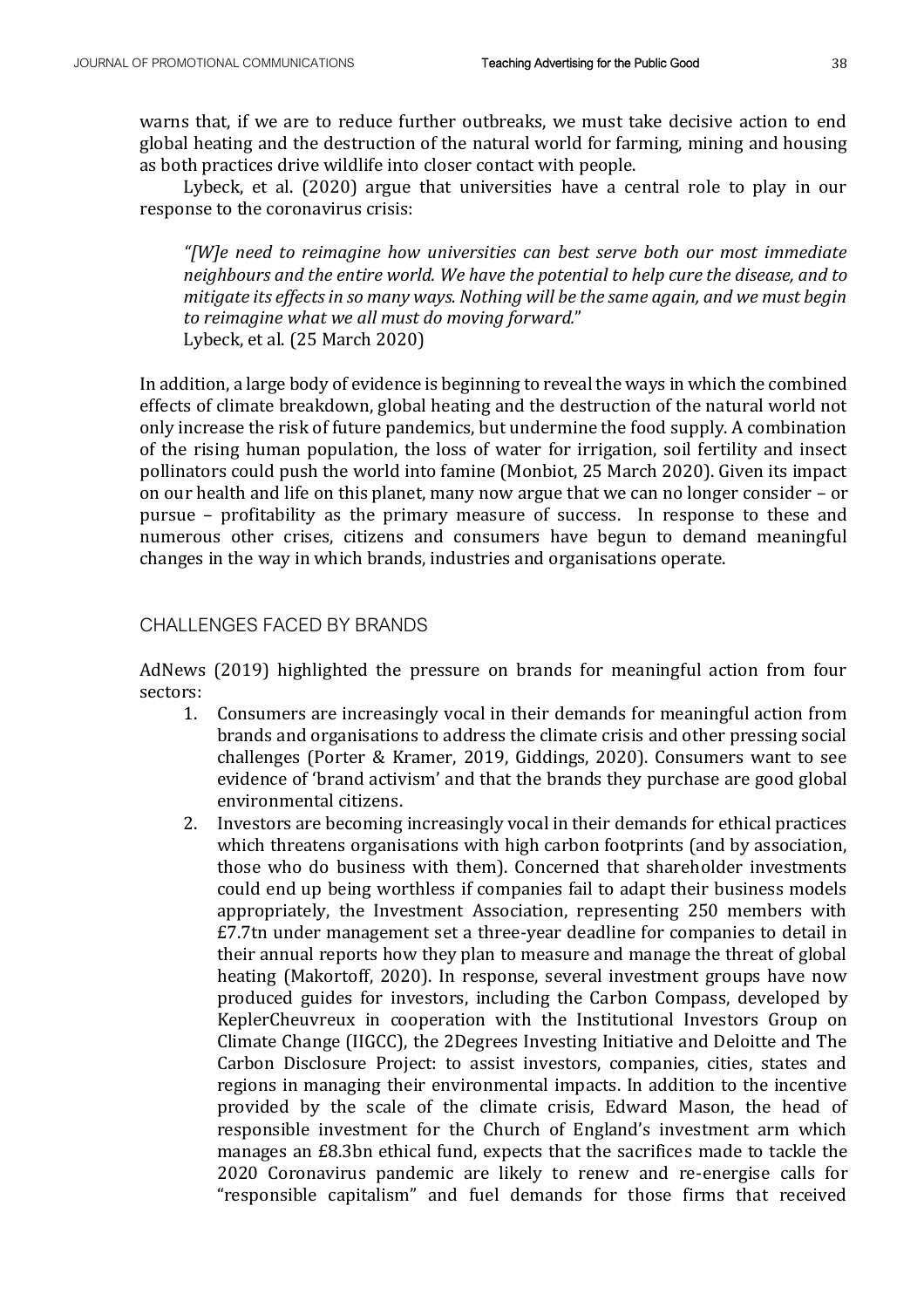warns that, if we are to reduce further outbreaks, we must take decisive action to end global heating and the destruction of the natural world for farming, mining and housing as both practices drive wildlife into closer contact with people.

Lybeck, et al. (2020) argue that universities have a central role to play in our response to the coronavirus crisis:

> *"[W]e need to reimagine how universities can best serve both our most immediate neighbours and the entire world. We have the potential to help cure the disease, and to mitigate its effects in so many ways. Nothing will be the same again, and we must begin to reimagine what we all must do moving forward."*
> Lybeck, et al. (25 March 2020)

In addition, a large body of evidence is beginning to reveal the ways in which the combined effects of climate breakdown, global heating and the destruction of the natural world not only increase the risk of future pandemics, but undermine the food supply. A combination of the rising human population, the loss of water for irrigation, soil fertility and insect pollinators could push the world into famine (Monbiot, 25 March 2020). Given its impact on our health and life on this planet, many now argue that we can no longer consider – or pursue – profitability as the primary measure of success. In response to these and numerous other crises, citizens and consumers have begun to demand meaningful changes in the way in which brands, industries and organisations operate.

## CHALLENGES FACED BY BRANDS

AdNews (2019) highlighted the pressure on brands for meaningful action from four sectors:

1. Consumers are increasingly vocal in their demands for meaningful action from brands and organisations to address the climate crisis and other pressing social challenges (Porter & Kramer, 2019, Giddings, 2020). Consumers want to see evidence of 'brand activism' and that the brands they purchase are good global environmental citizens.
2. Investors are becoming increasingly vocal in their demands for ethical practices which threatens organisations with high carbon footprints (and by association, those who do business with them). Concerned that shareholder investments could end up being worthless if companies fail to adapt their business models appropriately, the Investment Association, representing 250 members with £7.7tn under management set a three-year deadline for companies to detail in their annual reports how they plan to measure and manage the threat of global heating (Makortoff, 2020). In response, several investment groups have now produced guides for investors, including the Carbon Compass, developed by KeplerCheuvreux in cooperation with the Institutional Investors Group on Climate Change (IIGCC), the 2Degrees Investing Initiative and Deloitte and The Carbon Disclosure Project: to assist investors, companies, cities, states and regions in managing their environmental impacts. In addition to the incentive provided by the scale of the climate crisis, Edward Mason, the head of responsible investment for the Church of England's investment arm which manages an £8.3bn ethical fund, expects that the sacrifices made to tackle the 2020 Coronavirus pandemic are likely to renew and re-energise calls for "responsible capitalism" and fuel demands for those firms that received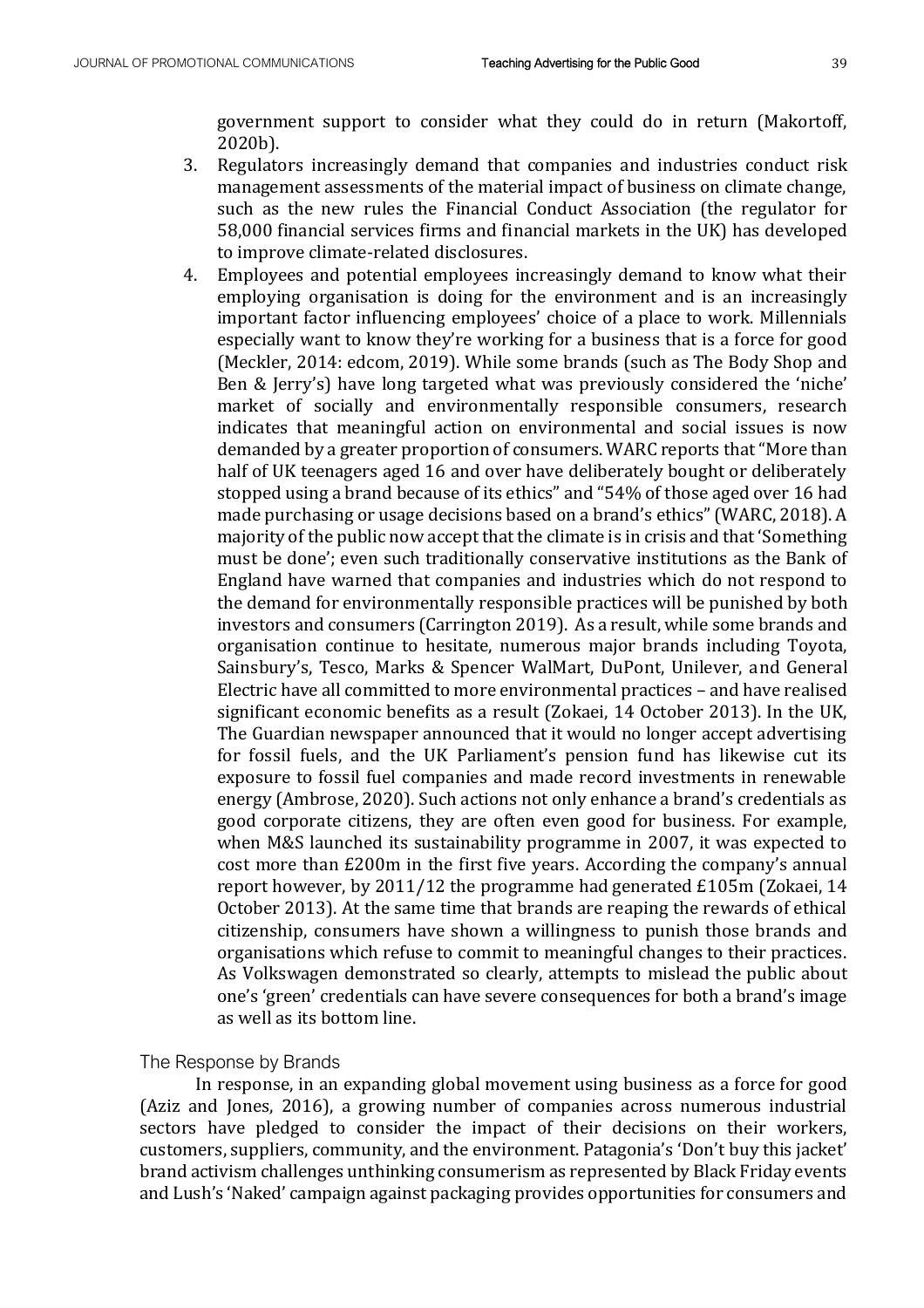government support to consider what they could do in return (Makortoff, 2020b).

3. Regulators increasingly demand that companies and industries conduct risk management assessments of the material impact of business on climate change, such as the new rules the Financial Conduct Association (the regulator for 58,000 financial services firms and financial markets in the UK) has developed to improve climate-related disclosures.
4. Employees and potential employees increasingly demand to know what their employing organisation is doing for the environment and is an increasingly important factor influencing employees' choice of a place to work. Millennials especially want to know they're working for a business that is a force for good (Meckler, 2014: edcom, 2019). While some brands (such as The Body Shop and Ben & Jerry's) have long targeted what was previously considered the 'niche' market of socially and environmentally responsible consumers, research indicates that meaningful action on environmental and social issues is now demanded by a greater proportion of consumers. WARC reports that "More than half of UK teenagers aged 16 and over have deliberately bought or deliberately stopped using a brand because of its ethics" and "54% of those aged over 16 had made purchasing or usage decisions based on a brand's ethics" (WARC, 2018). A majority of the public now accept that the climate is in crisis and that 'Something must be done'; even such traditionally conservative institutions as the Bank of England have warned that companies and industries which do not respond to the demand for environmentally responsible practices will be punished by both investors and consumers (Carrington 2019). As a result, while some brands and organisation continue to hesitate, numerous major brands including Toyota, Sainsbury's, Tesco, Marks & Spencer WalMart, DuPont, Unilever, and General Electric have all committed to more environmental practices – and have realised significant economic benefits as a result (Zokaei, 14 October 2013). In the UK, The Guardian newspaper announced that it would no longer accept advertising for fossil fuels, and the UK Parliament's pension fund has likewise cut its exposure to fossil fuel companies and made record investments in renewable energy (Ambrose, 2020). Such actions not only enhance a brand's credentials as good corporate citizens, they are often even good for business. For example, when M&S launched its sustainability programme in 2007, it was expected to cost more than £200m in the first five years. According the company's annual report however, by 2011/12 the programme had generated £105m (Zokaei, 14 October 2013). At the same time that brands are reaping the rewards of ethical citizenship, consumers have shown a willingness to punish those brands and organisations which refuse to commit to meaningful changes to their practices. As Volkswagen demonstrated so clearly, attempts to mislead the public about one's 'green' credentials can have severe consequences for both a brand's image as well as its bottom line.

### The Response by Brands

In response, in an expanding global movement using business as a force for good (Aziz and Jones, 2016), a growing number of companies across numerous industrial sectors have pledged to consider the impact of their decisions on their workers, customers, suppliers, community, and the environment. Patagonia's 'Don't buy this jacket' brand activism challenges unthinking consumerism as represented by Black Friday events and Lush's 'Naked' campaign against packaging provides opportunities for consumers and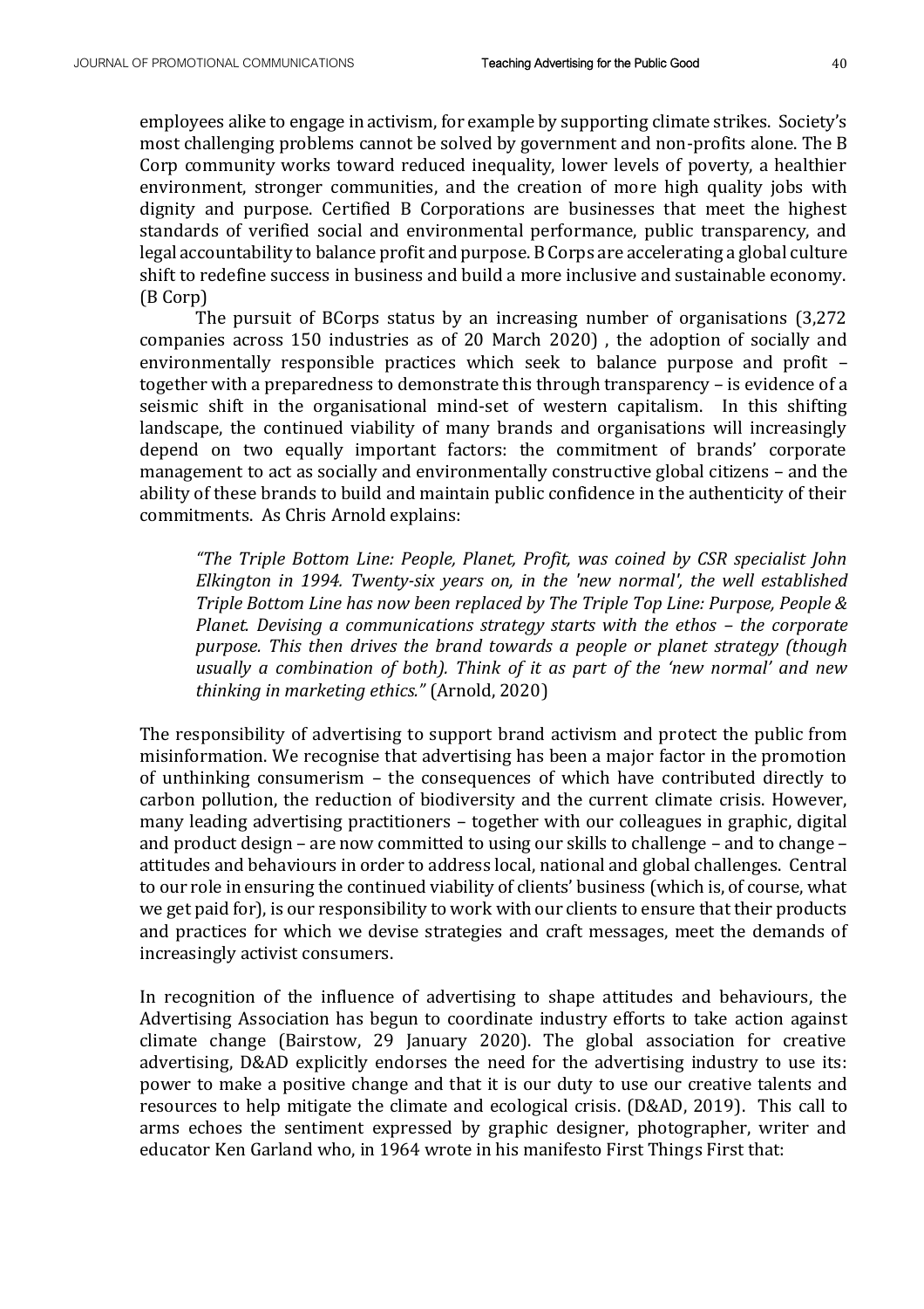employees alike to engage in activism, for example by supporting climate strikes. Society's most challenging problems cannot be solved by government and non-profits alone. The B Corp community works toward reduced inequality, lower levels of poverty, a healthier environment, stronger communities, and the creation of more high quality jobs with dignity and purpose. Certified B Corporations are businesses that meet the highest standards of verified social and environmental performance, public transparency, and legal accountability to balance profit and purpose. B Corps are accelerating a global culture shift to redefine success in business and build a more inclusive and sustainable economy. (B Corp)

The pursuit of BCorps status by an increasing number of organisations (3,272 companies across 150 industries as of 20 March 2020) , the adoption of socially and environmentally responsible practices which seek to balance purpose and profit – together with a preparedness to demonstrate this through transparency – is evidence of a seismic shift in the organisational mind-set of western capitalism. In this shifting landscape, the continued viability of many brands and organisations will increasingly depend on two equally important factors: the commitment of brands' corporate management to act as socially and environmentally constructive global citizens – and the ability of these brands to build and maintain public confidence in the authenticity of their commitments. As Chris Arnold explains:

> *"The Triple Bottom Line: People, Planet, Profit, was coined by CSR specialist John Elkington in 1994. Twenty-six years on, in the 'new normal', the well established Triple Bottom Line has now been replaced by The Triple Top Line: Purpose, People & Planet. Devising a communications strategy starts with the ethos – the corporate purpose. This then drives the brand towards a people or planet strategy (though usually a combination of both). Think of it as part of the 'new normal' and new thinking in marketing ethics."* (Arnold, 2020)

The responsibility of advertising to support brand activism and protect the public from misinformation. We recognise that advertising has been a major factor in the promotion of unthinking consumerism – the consequences of which have contributed directly to carbon pollution, the reduction of biodiversity and the current climate crisis. However, many leading advertising practitioners – together with our colleagues in graphic, digital and product design – are now committed to using our skills to challenge – and to change – attitudes and behaviours in order to address local, national and global challenges. Central to our role in ensuring the continued viability of clients' business (which is, of course, what we get paid for), is our responsibility to work with our clients to ensure that their products and practices for which we devise strategies and craft messages, meet the demands of increasingly activist consumers.

In recognition of the influence of advertising to shape attitudes and behaviours, the Advertising Association has begun to coordinate industry efforts to take action against climate change (Bairstow, 29 January 2020). The global association for creative advertising, D&AD explicitly endorses the need for the advertising industry to use its: power to make a positive change and that it is our duty to use our creative talents and resources to help mitigate the climate and ecological crisis. (D&AD, 2019). This call to arms echoes the sentiment expressed by graphic designer, photographer, writer and educator Ken Garland who, in 1964 wrote in his manifesto First Things First that: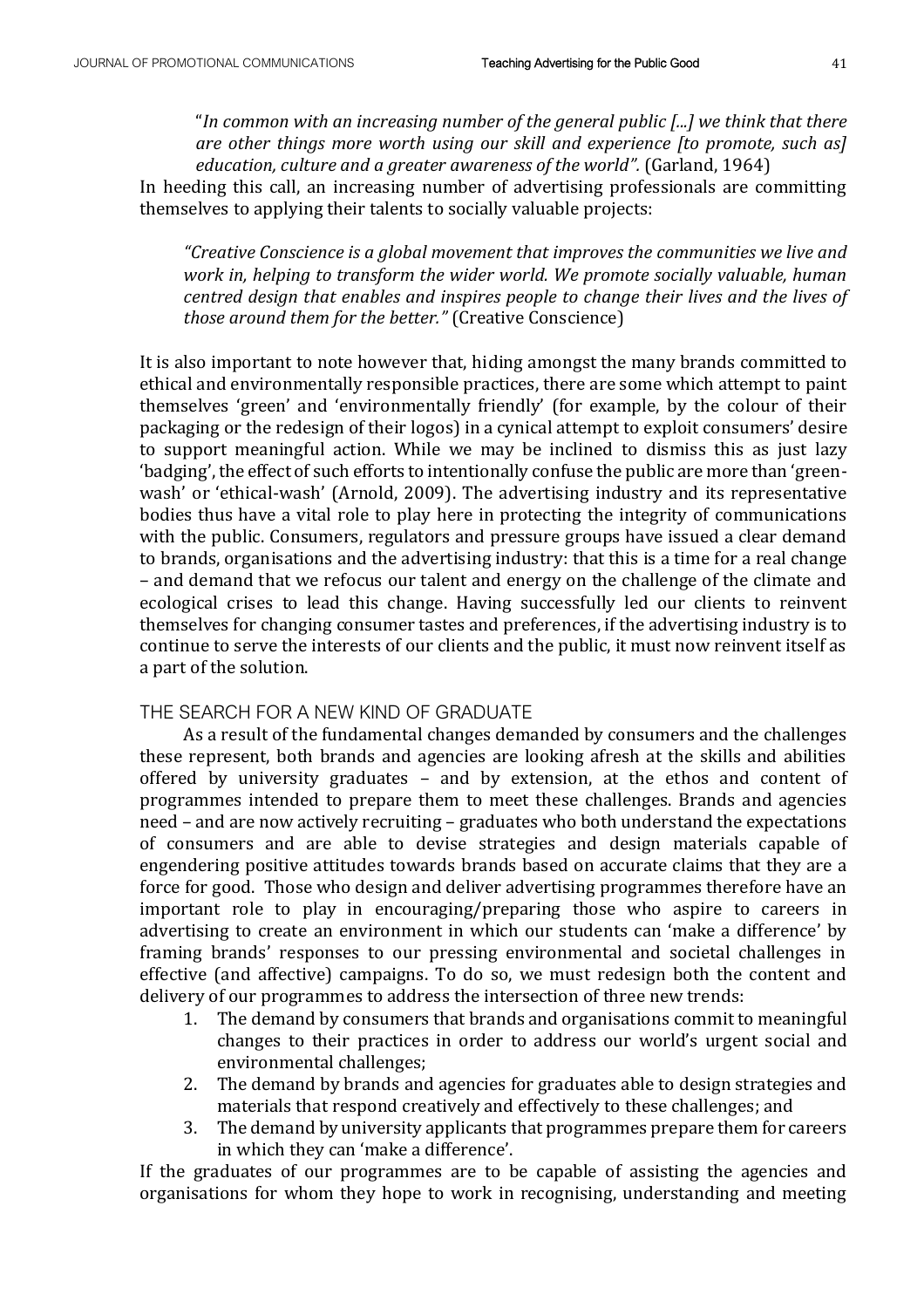> "*In common with an increasing number of the general public [...] we think that there are other things more worth using our skill and experience [to promote, such as] education, culture and a greater awareness of the world".* (Garland, 1964)

In heeding this call, an increasing number of advertising professionals are committing themselves to applying their talents to socially valuable projects:

> *"Creative Conscience is a global movement that improves the communities we live and work in, helping to transform the wider world. We promote socially valuable, human centred design that enables and inspires people to change their lives and the lives of those around them for the better."* (Creative Conscience)

It is also important to note however that, hiding amongst the many brands committed to ethical and environmentally responsible practices, there are some which attempt to paint themselves 'green' and 'environmentally friendly' (for example, by the colour of their packaging or the redesign of their logos) in a cynical attempt to exploit consumers' desire to support meaningful action. While we may be inclined to dismiss this as just lazy 'badging', the effect of such efforts to intentionally confuse the public are more than 'green-wash' or 'ethical-wash' (Arnold, 2009). The advertising industry and its representative bodies thus have a vital role to play here in protecting the integrity of communications with the public. Consumers, regulators and pressure groups have issued a clear demand to brands, organisations and the advertising industry: that this is a time for a real change – and demand that we refocus our talent and energy on the challenge of the climate and ecological crises to lead this change. Having successfully led our clients to reinvent themselves for changing consumer tastes and preferences, if the advertising industry is to continue to serve the interests of our clients and the public, it must now reinvent itself as a part of the solution.

## THE SEARCH FOR A NEW KIND OF GRADUATE

As a result of the fundamental changes demanded by consumers and the challenges these represent, both brands and agencies are looking afresh at the skills and abilities offered by university graduates – and by extension, at the ethos and content of programmes intended to prepare them to meet these challenges. Brands and agencies need – and are now actively recruiting – graduates who both understand the expectations of consumers and are able to devise strategies and design materials capable of engendering positive attitudes towards brands based on accurate claims that they are a force for good. Those who design and deliver advertising programmes therefore have an important role to play in encouraging/preparing those who aspire to careers in advertising to create an environment in which our students can 'make a difference' by framing brands' responses to our pressing environmental and societal challenges in effective (and affective) campaigns. To do so, we must redesign both the content and delivery of our programmes to address the intersection of three new trends:

1. The demand by consumers that brands and organisations commit to meaningful changes to their practices in order to address our world's urgent social and environmental challenges;
2. The demand by brands and agencies for graduates able to design strategies and materials that respond creatively and effectively to these challenges; and
3. The demand by university applicants that programmes prepare them for careers in which they can 'make a difference'.

If the graduates of our programmes are to be capable of assisting the agencies and organisations for whom they hope to work in recognising, understanding and meeting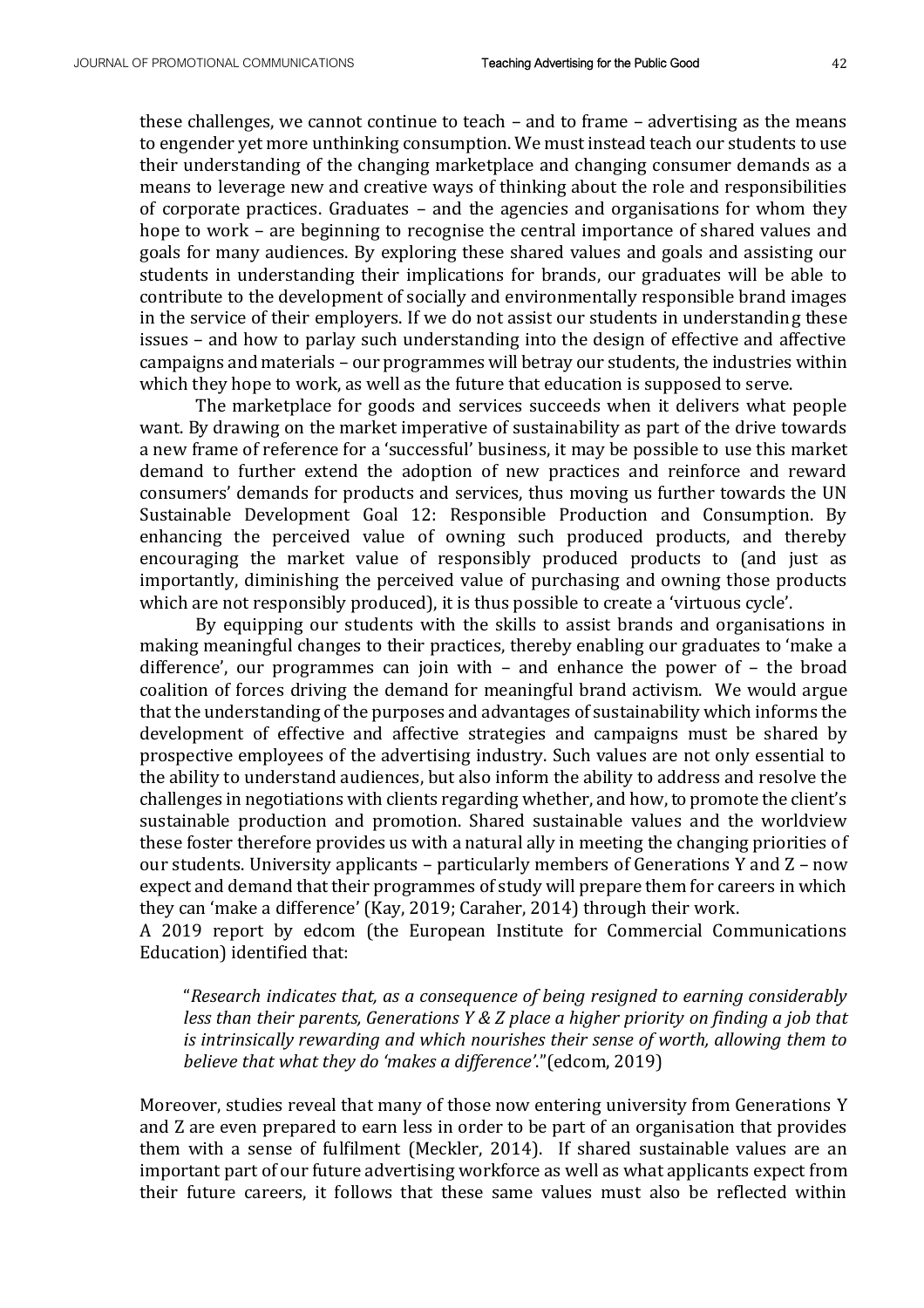these challenges, we cannot continue to teach – and to frame – advertising as the means to engender yet more unthinking consumption. We must instead teach our students to use their understanding of the changing marketplace and changing consumer demands as a means to leverage new and creative ways of thinking about the role and responsibilities of corporate practices. Graduates – and the agencies and organisations for whom they hope to work – are beginning to recognise the central importance of shared values and goals for many audiences. By exploring these shared values and goals and assisting our students in understanding their implications for brands, our graduates will be able to contribute to the development of socially and environmentally responsible brand images in the service of their employers. If we do not assist our students in understanding these issues – and how to parlay such understanding into the design of effective and affective campaigns and materials – our programmes will betray our students, the industries within which they hope to work, as well as the future that education is supposed to serve.

The marketplace for goods and services succeeds when it delivers what people want. By drawing on the market imperative of sustainability as part of the drive towards a new frame of reference for a 'successful' business, it may be possible to use this market demand to further extend the adoption of new practices and reinforce and reward consumers' demands for products and services, thus moving us further towards the UN Sustainable Development Goal 12: Responsible Production and Consumption. By enhancing the perceived value of owning such produced products, and thereby encouraging the market value of responsibly produced products to (and just as importantly, diminishing the perceived value of purchasing and owning those products which are not responsibly produced), it is thus possible to create a 'virtuous cycle'.

By equipping our students with the skills to assist brands and organisations in making meaningful changes to their practices, thereby enabling our graduates to 'make a difference', our programmes can join with – and enhance the power of – the broad coalition of forces driving the demand for meaningful brand activism. We would argue that the understanding of the purposes and advantages of sustainability which informs the development of effective and affective strategies and campaigns must be shared by prospective employees of the advertising industry. Such values are not only essential to the ability to understand audiences, but also inform the ability to address and resolve the challenges in negotiations with clients regarding whether, and how, to promote the client's sustainable production and promotion. Shared sustainable values and the worldview these foster therefore provides us with a natural ally in meeting the changing priorities of our students. University applicants – particularly members of Generations Y and Z – now expect and demand that their programmes of study will prepare them for careers in which they can 'make a difference' (Kay, 2019; Caraher, 2014) through their work.

A 2019 report by edcom (the European Institute for Commercial Communications Education) identified that:

> "*Research indicates that, as a consequence of being resigned to earning considerably less than their parents, Generations Y & Z place a higher priority on finding a job that is intrinsically rewarding and which nourishes their sense of worth, allowing them to believe that what they do 'makes a difference'.*" (edcom, 2019)

Moreover, studies reveal that many of those now entering university from Generations Y and Z are even prepared to earn less in order to be part of an organisation that provides them with a sense of fulfilment (Meckler, 2014). If shared sustainable values are an important part of our future advertising workforce as well as what applicants expect from their future careers, it follows that these same values must also be reflected within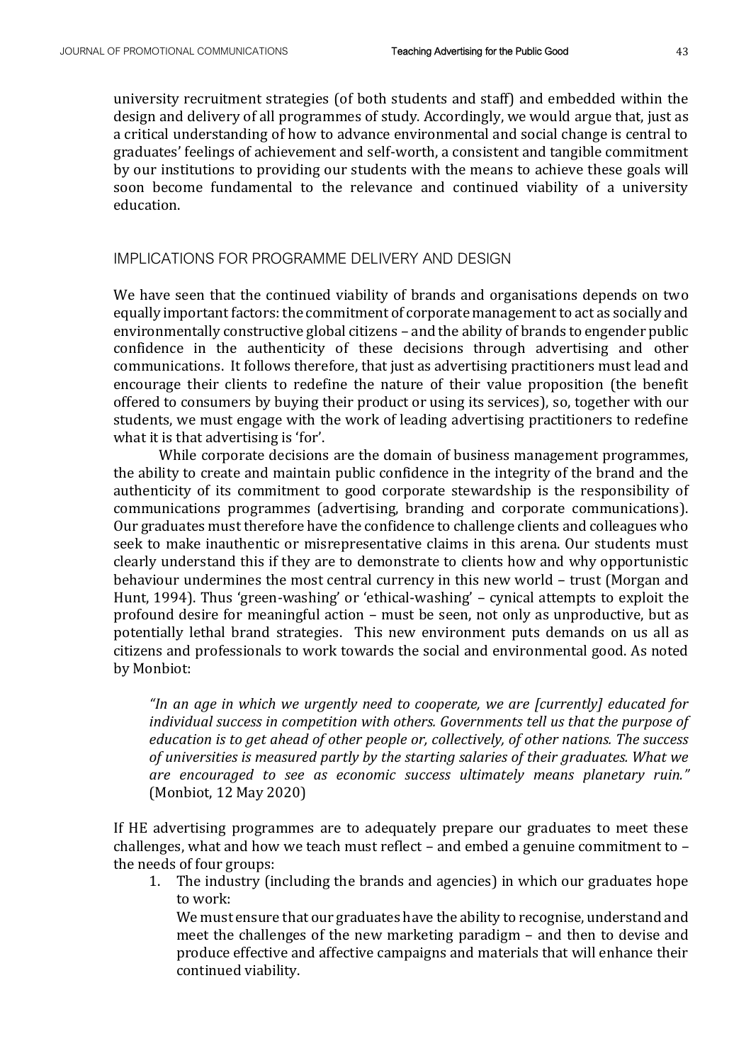university recruitment strategies (of both students and staff) and embedded within the design and delivery of all programmes of study. Accordingly, we would argue that, just as a critical understanding of how to advance environmental and social change is central to graduates' feelings of achievement and self-worth, a consistent and tangible commitment by our institutions to providing our students with the means to achieve these goals will soon become fundamental to the relevance and continued viability of a university education.

## IMPLICATIONS FOR PROGRAMME DELIVERY AND DESIGN

We have seen that the continued viability of brands and organisations depends on two equally important factors: the commitment of corporate management to act as socially and environmentally constructive global citizens – and the ability of brands to engender public confidence in the authenticity of these decisions through advertising and other communications. It follows therefore, that just as advertising practitioners must lead and encourage their clients to redefine the nature of their value proposition (the benefit offered to consumers by buying their product or using its services), so, together with our students, we must engage with the work of leading advertising practitioners to redefine what it is that advertising is 'for'.

While corporate decisions are the domain of business management programmes, the ability to create and maintain public confidence in the integrity of the brand and the authenticity of its commitment to good corporate stewardship is the responsibility of communications programmes (advertising, branding and corporate communications). Our graduates must therefore have the confidence to challenge clients and colleagues who seek to make inauthentic or misrepresentative claims in this arena. Our students must clearly understand this if they are to demonstrate to clients how and why opportunistic behaviour undermines the most central currency in this new world – trust (Morgan and Hunt, 1994). Thus 'green-washing' or 'ethical-washing' – cynical attempts to exploit the profound desire for meaningful action – must be seen, not only as unproductive, but as potentially lethal brand strategies. This new environment puts demands on us all as citizens and professionals to work towards the social and environmental good. As noted by Monbiot:

> *"In an age in which we urgently need to cooperate, we are [currently] educated for individual success in competition with others. Governments tell us that the purpose of education is to get ahead of other people or, collectively, of other nations. The success of universities is measured partly by the starting salaries of their graduates. What we are encouraged to see as economic success ultimately means planetary ruin."* (Monbiot, 12 May 2020)

If HE advertising programmes are to adequately prepare our graduates to meet these challenges, what and how we teach must reflect – and embed a genuine commitment to – the needs of four groups:

1. The industry (including the brands and agencies) in which our graduates hope to work:
   We must ensure that our graduates have the ability to recognise, understand and meet the challenges of the new marketing paradigm – and then to devise and produce effective and affective campaigns and materials that will enhance their continued viability.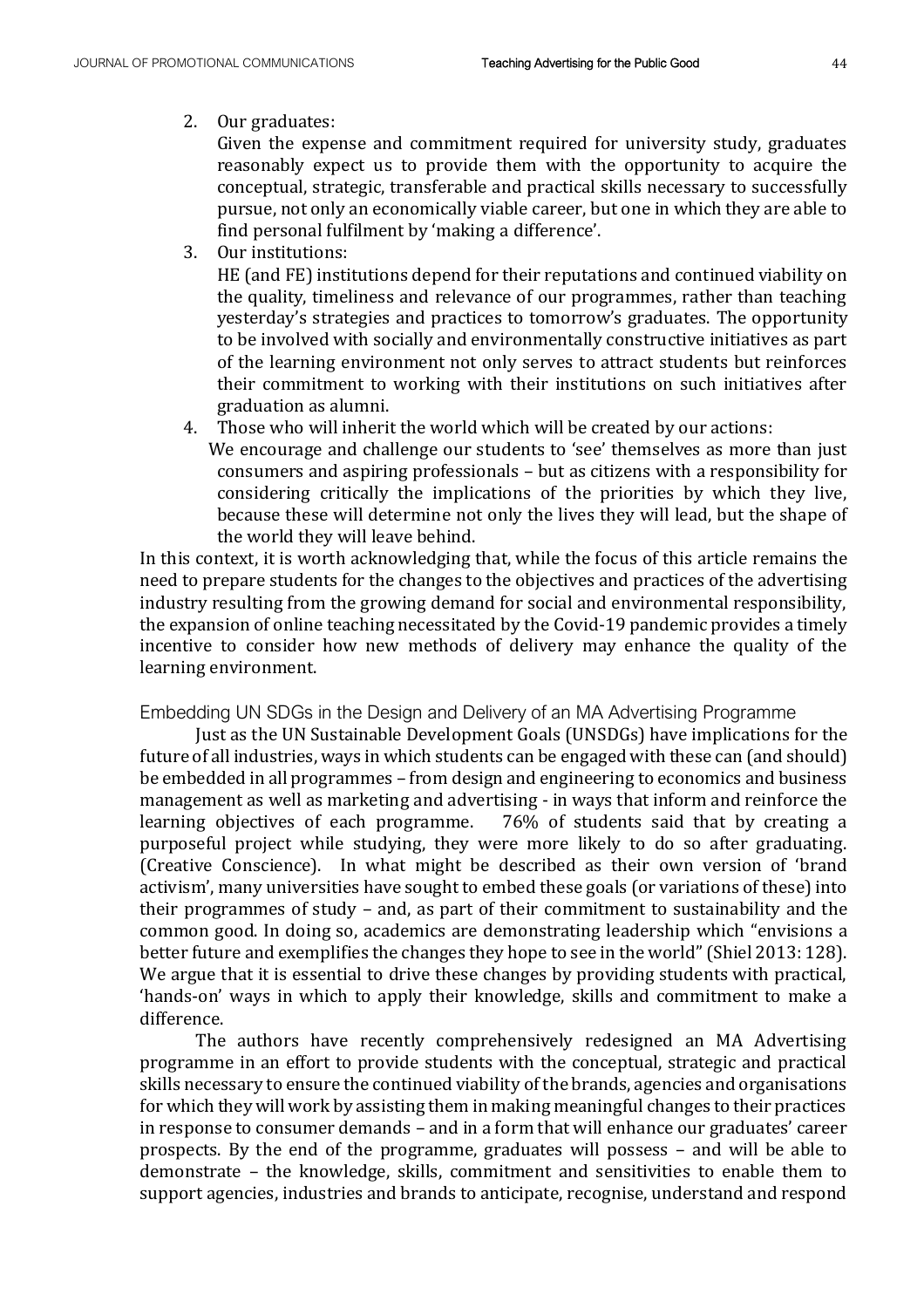2. Our graduates:
   Given the expense and commitment required for university study, graduates reasonably expect us to provide them with the opportunity to acquire the conceptual, strategic, transferable and practical skills necessary to successfully pursue, not only an economically viable career, but one in which they are able to find personal fulfilment by 'making a difference'.
3. Our institutions:
   HE (and FE) institutions depend for their reputations and continued viability on the quality, timeliness and relevance of our programmes, rather than teaching yesterday's strategies and practices to tomorrow's graduates. The opportunity to be involved with socially and environmentally constructive initiatives as part of the learning environment not only serves to attract students but reinforces their commitment to working with their institutions on such initiatives after graduation as alumni.
4. Those who will inherit the world which will be created by our actions:
   We encourage and challenge our students to 'see' themselves as more than just consumers and aspiring professionals – but as citizens with a responsibility for considering critically the implications of the priorities by which they live, because these will determine not only the lives they will lead, but the shape of the world they will leave behind.

In this context, it is worth acknowledging that, while the focus of this article remains the need to prepare students for the changes to the objectives and practices of the advertising industry resulting from the growing demand for social and environmental responsibility, the expansion of online teaching necessitated by the Covid-19 pandemic provides a timely incentive to consider how new methods of delivery may enhance the quality of the learning environment.

## Embedding UN SDGs in the Design and Delivery of an MA Advertising Programme

Just as the UN Sustainable Development Goals (UNSDGs) have implications for the future of all industries, ways in which students can be engaged with these can (and should) be embedded in all programmes – from design and engineering to economics and business management as well as marketing and advertising - in ways that inform and reinforce the learning objectives of each programme. 76% of students said that by creating a purposeful project while studying, they were more likely to do so after graduating. (Creative Conscience). In what might be described as their own version of 'brand activism', many universities have sought to embed these goals (or variations of these) into their programmes of study – and, as part of their commitment to sustainability and the common good. In doing so, academics are demonstrating leadership which "envisions a better future and exemplifies the changes they hope to see in the world" (Shiel 2013: 128). We argue that it is essential to drive these changes by providing students with practical, 'hands-on' ways in which to apply their knowledge, skills and commitment to make a difference.

The authors have recently comprehensively redesigned an MA Advertising programme in an effort to provide students with the conceptual, strategic and practical skills necessary to ensure the continued viability of the brands, agencies and organisations for which they will work by assisting them in making meaningful changes to their practices in response to consumer demands – and in a form that will enhance our graduates' career prospects. By the end of the programme, graduates will possess – and will be able to demonstrate – the knowledge, skills, commitment and sensitivities to enable them to support agencies, industries and brands to anticipate, recognise, understand and respond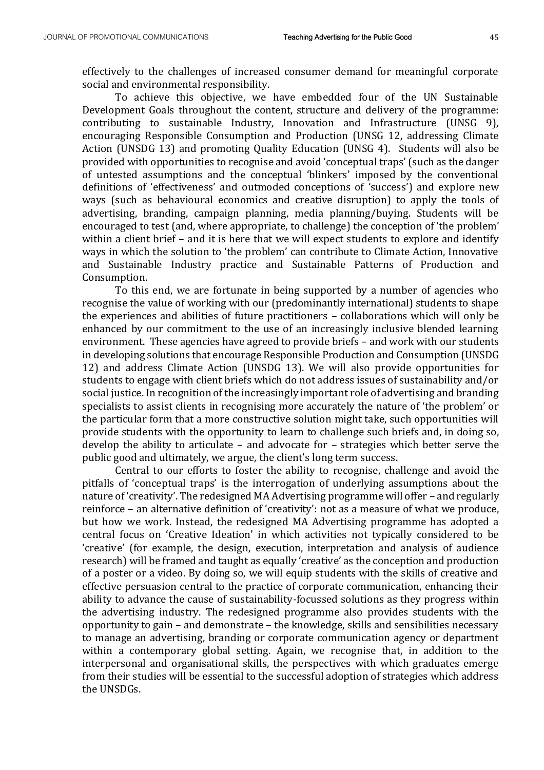effectively to the challenges of increased consumer demand for meaningful corporate social and environmental responsibility.

To achieve this objective, we have embedded four of the UN Sustainable Development Goals throughout the content, structure and delivery of the programme: contributing to sustainable Industry, Innovation and Infrastructure (UNSG 9), encouraging Responsible Consumption and Production (UNSG 12, addressing Climate Action (UNSDG 13) and promoting Quality Education (UNSG 4). Students will also be provided with opportunities to recognise and avoid 'conceptual traps' (such as the danger of untested assumptions and the conceptual 'blinkers' imposed by the conventional definitions of 'effectiveness' and outmoded conceptions of 'success') and explore new ways (such as behavioural economics and creative disruption) to apply the tools of advertising, branding, campaign planning, media planning/buying. Students will be encouraged to test (and, where appropriate, to challenge) the conception of 'the problem' within a client brief – and it is here that we will expect students to explore and identify ways in which the solution to 'the problem' can contribute to Climate Action, Innovative and Sustainable Industry practice and Sustainable Patterns of Production and Consumption.

To this end, we are fortunate in being supported by a number of agencies who recognise the value of working with our (predominantly international) students to shape the experiences and abilities of future practitioners – collaborations which will only be enhanced by our commitment to the use of an increasingly inclusive blended learning environment. These agencies have agreed to provide briefs – and work with our students in developing solutions that encourage Responsible Production and Consumption (UNSDG 12) and address Climate Action (UNSDG 13). We will also provide opportunities for students to engage with client briefs which do not address issues of sustainability and/or social justice. In recognition of the increasingly important role of advertising and branding specialists to assist clients in recognising more accurately the nature of 'the problem' or the particular form that a more constructive solution might take, such opportunities will provide students with the opportunity to learn to challenge such briefs and, in doing so, develop the ability to articulate – and advocate for – strategies which better serve the public good and ultimately, we argue, the client's long term success.

Central to our efforts to foster the ability to recognise, challenge and avoid the pitfalls of 'conceptual traps' is the interrogation of underlying assumptions about the nature of 'creativity'. The redesigned MA Advertising programme will offer – and regularly reinforce – an alternative definition of 'creativity': not as a measure of what we produce, but how we work. Instead, the redesigned MA Advertising programme has adopted a central focus on 'Creative Ideation' in which activities not typically considered to be 'creative' (for example, the design, execution, interpretation and analysis of audience research) will be framed and taught as equally 'creative' as the conception and production of a poster or a video. By doing so, we will equip students with the skills of creative and effective persuasion central to the practice of corporate communication, enhancing their ability to advance the cause of sustainability-focussed solutions as they progress within the advertising industry. The redesigned programme also provides students with the opportunity to gain – and demonstrate – the knowledge, skills and sensibilities necessary to manage an advertising, branding or corporate communication agency or department within a contemporary global setting. Again, we recognise that, in addition to the interpersonal and organisational skills, the perspectives with which graduates emerge from their studies will be essential to the successful adoption of strategies which address the UNSDGs.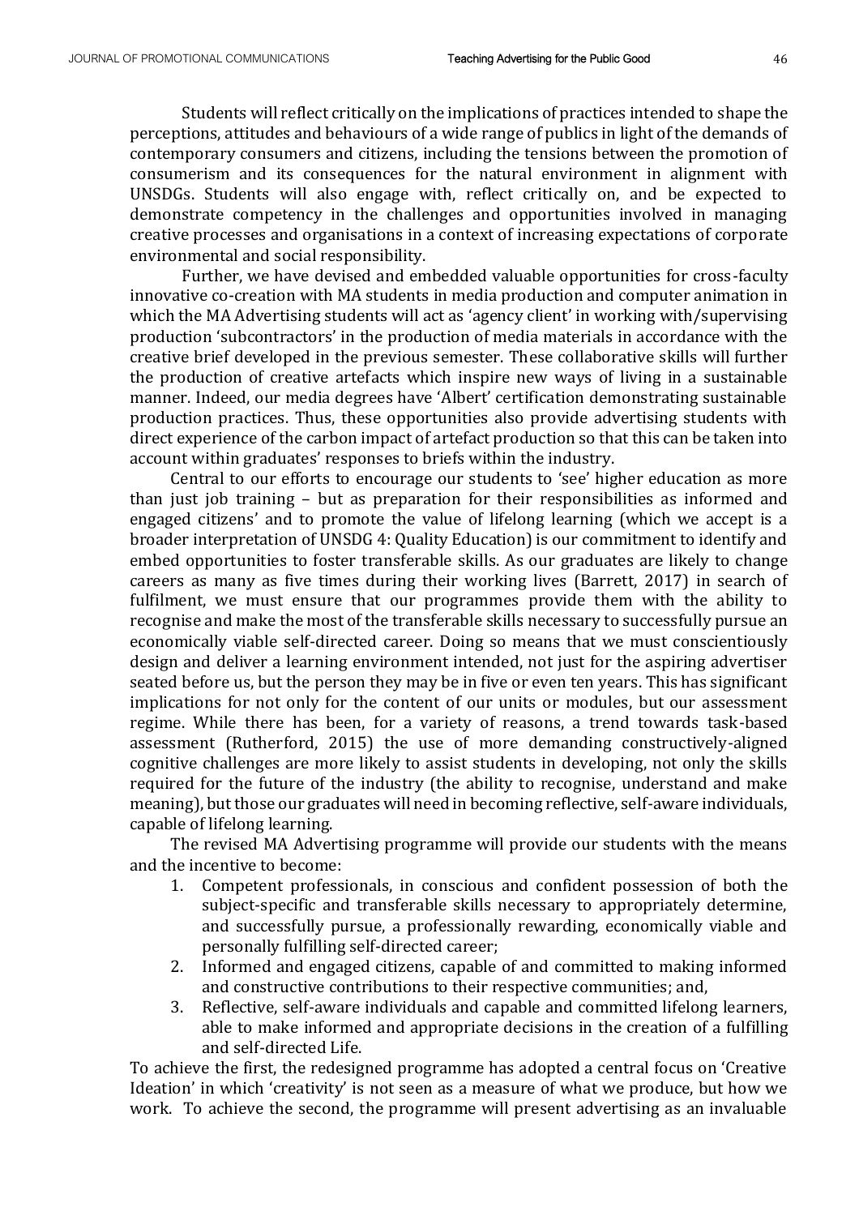Students will reflect critically on the implications of practices intended to shape the perceptions, attitudes and behaviours of a wide range of publics in light of the demands of contemporary consumers and citizens, including the tensions between the promotion of consumerism and its consequences for the natural environment in alignment with UNSDGs. Students will also engage with, reflect critically on, and be expected to demonstrate competency in the challenges and opportunities involved in managing creative processes and organisations in a context of increasing expectations of corporate environmental and social responsibility.

Further, we have devised and embedded valuable opportunities for cross-faculty innovative co-creation with MA students in media production and computer animation in which the MA Advertising students will act as 'agency client' in working with/supervising production 'subcontractors' in the production of media materials in accordance with the creative brief developed in the previous semester. These collaborative skills will further the production of creative artefacts which inspire new ways of living in a sustainable manner. Indeed, our media degrees have 'Albert' certification demonstrating sustainable production practices. Thus, these opportunities also provide advertising students with direct experience of the carbon impact of artefact production so that this can be taken into account within graduates' responses to briefs within the industry.

Central to our efforts to encourage our students to 'see' higher education as more than just job training – but as preparation for their responsibilities as informed and engaged citizens' and to promote the value of lifelong learning (which we accept is a broader interpretation of UNSDG 4: Quality Education) is our commitment to identify and embed opportunities to foster transferable skills. As our graduates are likely to change careers as many as five times during their working lives (Barrett, 2017) in search of fulfilment, we must ensure that our programmes provide them with the ability to recognise and make the most of the transferable skills necessary to successfully pursue an economically viable self-directed career. Doing so means that we must conscientiously design and deliver a learning environment intended, not just for the aspiring advertiser seated before us, but the person they may be in five or even ten years. This has significant implications for not only for the content of our units or modules, but our assessment regime. While there has been, for a variety of reasons, a trend towards task-based assessment (Rutherford, 2015) the use of more demanding constructively-aligned cognitive challenges are more likely to assist students in developing, not only the skills required for the future of the industry (the ability to recognise, understand and make meaning), but those our graduates will need in becoming reflective, self-aware individuals, capable of lifelong learning.

The revised MA Advertising programme will provide our students with the means and the incentive to become:

1. Competent professionals, in conscious and confident possession of both the subject-specific and transferable skills necessary to appropriately determine, and successfully pursue, a professionally rewarding, economically viable and personally fulfilling self-directed career;
2. Informed and engaged citizens, capable of and committed to making informed and constructive contributions to their respective communities; and,
3. Reflective, self-aware individuals and capable and committed lifelong learners, able to make informed and appropriate decisions in the creation of a fulfilling and self-directed Life.

To achieve the first, the redesigned programme has adopted a central focus on 'Creative Ideation' in which 'creativity' is not seen as a measure of what we produce, but how we work. To achieve the second, the programme will present advertising as an invaluable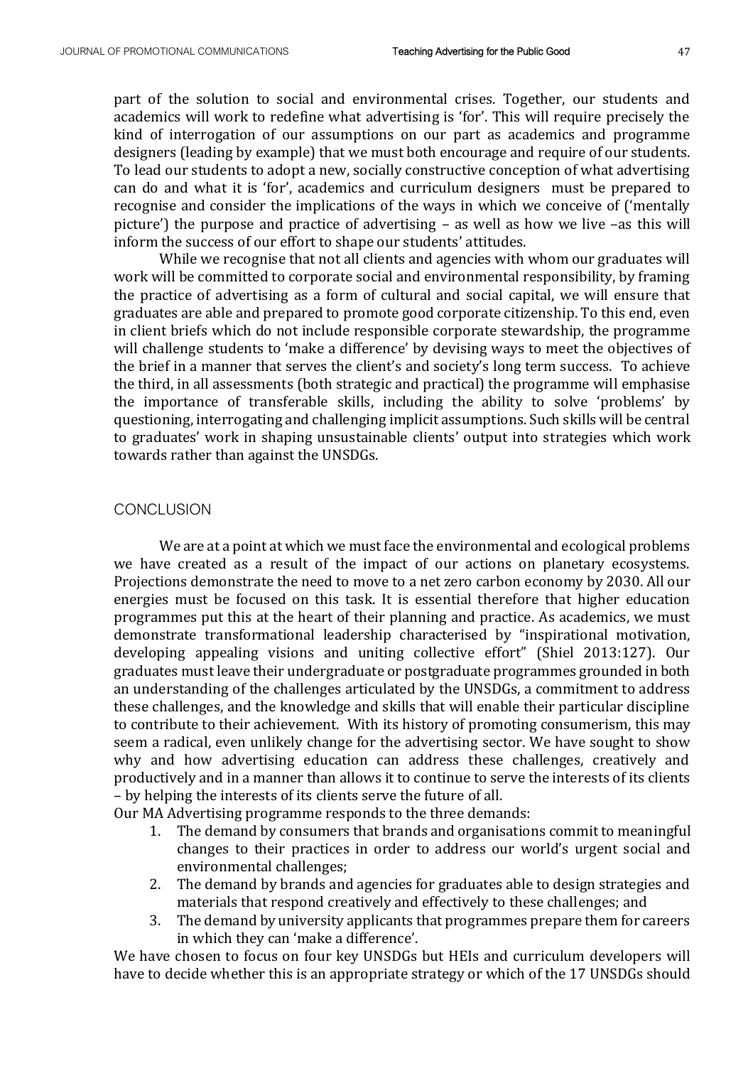part of the solution to social and environmental crises. Together, our students and academics will work to redefine what advertising is 'for'. This will require precisely the kind of interrogation of our assumptions on our part as academics and programme designers (leading by example) that we must both encourage and require of our students. To lead our students to adopt a new, socially constructive conception of what advertising can do and what it is 'for', academics and curriculum designers must be prepared to recognise and consider the implications of the ways in which we conceive of ('mentally picture') the purpose and practice of advertising – as well as how we live –as this will inform the success of our effort to shape our students' attitudes.

While we recognise that not all clients and agencies with whom our graduates will work will be committed to corporate social and environmental responsibility, by framing the practice of advertising as a form of cultural and social capital, we will ensure that graduates are able and prepared to promote good corporate citizenship. To this end, even in client briefs which do not include responsible corporate stewardship, the programme will challenge students to 'make a difference' by devising ways to meet the objectives of the brief in a manner that serves the client's and society's long term success. To achieve the third, in all assessments (both strategic and practical) the programme will emphasise the importance of transferable skills, including the ability to solve 'problems' by questioning, interrogating and challenging implicit assumptions. Such skills will be central to graduates' work in shaping unsustainable clients' output into strategies which work towards rather than against the UNSDGs.

## CONCLUSION

We are at a point at which we must face the environmental and ecological problems we have created as a result of the impact of our actions on planetary ecosystems. Projections demonstrate the need to move to a net zero carbon economy by 2030. All our energies must be focused on this task. It is essential therefore that higher education programmes put this at the heart of their planning and practice. As academics, we must demonstrate transformational leadership characterised by "inspirational motivation, developing appealing visions and uniting collective effort" (Shiel 2013:127). Our graduates must leave their undergraduate or postgraduate programmes grounded in both an understanding of the challenges articulated by the UNSDGs, a commitment to address these challenges, and the knowledge and skills that will enable their particular discipline to contribute to their achievement. With its history of promoting consumerism, this may seem a radical, even unlikely change for the advertising sector. We have sought to show why and how advertising education can address these challenges, creatively and productively and in a manner than allows it to continue to serve the interests of its clients – by helping the interests of its clients serve the future of all.

Our MA Advertising programme responds to the three demands:

1. The demand by consumers that brands and organisations commit to meaningful changes to their practices in order to address our world's urgent social and environmental challenges;
2. The demand by brands and agencies for graduates able to design strategies and materials that respond creatively and effectively to these challenges; and
3. The demand by university applicants that programmes prepare them for careers in which they can 'make a difference'.

We have chosen to focus on four key UNSDGs but HEIs and curriculum developers will have to decide whether this is an appropriate strategy or which of the 17 UNSDGs should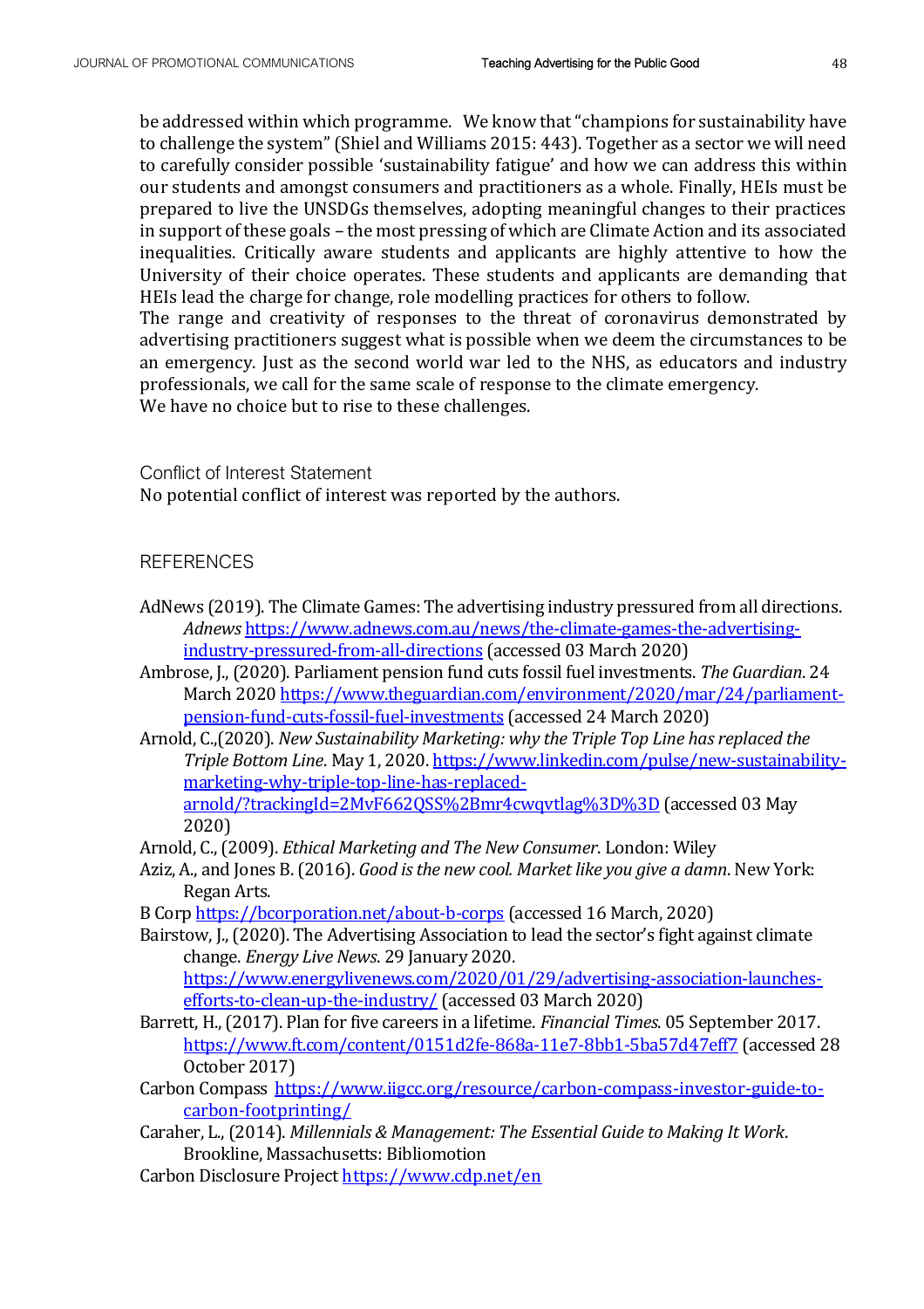be addressed within which programme. We know that "champions for sustainability have to challenge the system" (Shiel and Williams 2015: 443). Together as a sector we will need to carefully consider possible 'sustainability fatigue' and how we can address this within our students and amongst consumers and practitioners as a whole. Finally, HEIs must be prepared to live the UNSDGs themselves, adopting meaningful changes to their practices in support of these goals – the most pressing of which are Climate Action and its associated inequalities. Critically aware students and applicants are highly attentive to how the University of their choice operates. These students and applicants are demanding that HEIs lead the charge for change, role modelling practices for others to follow.

The range and creativity of responses to the threat of coronavirus demonstrated by advertising practitioners suggest what is possible when we deem the circumstances to be an emergency. Just as the second world war led to the NHS, as educators and industry professionals, we call for the same scale of response to the climate emergency.

We have no choice but to rise to these challenges.

## Conflict of Interest Statement

No potential conflict of interest was reported by the authors.

## REFERENCES

AdNews (2019). The Climate Games: The advertising industry pressured from all directions. *Adnews* https://www.adnews.com.au/news/the-climate-games-the-advertising-industry-pressured-from-all-directions (accessed 03 March 2020)

Ambrose, J., (2020). Parliament pension fund cuts fossil fuel investments. *The Guardian*. 24 March 2020 https://www.theguardian.com/environment/2020/mar/24/parliament-pension-fund-cuts-fossil-fuel-investments (accessed 24 March 2020)

Arnold, C.,(2020). *New Sustainability Marketing: why the Triple Top Line has replaced the Triple Bottom Line*. May 1, 2020. https://www.linkedin.com/pulse/new-sustainability-marketing-why-triple-top-line-has-replaced-arnold/?trackingId=2MvF662QSS%2Bmr4cwqvtlag%3D%3D (accessed 03 May 2020)

Arnold, C., (2009). *Ethical Marketing and The New Consumer*. London: Wiley

Aziz, A., and Jones B. (2016). *Good is the new cool. Market like you give a damn*. New York: Regan Arts.

B Corp https://bcorporation.net/about-b-corps (accessed 16 March, 2020)

Bairstow, J., (2020). The Advertising Association to lead the sector's fight against climate change. *Energy Live News*. 29 January 2020. https://www.energylivenews.com/2020/01/29/advertising-association-launches-efforts-to-clean-up-the-industry/ (accessed 03 March 2020)

Barrett, H., (2017). Plan for five careers in a lifetime. *Financial Times*. 05 September 2017. https://www.ft.com/content/0151d2fe-868a-11e7-8bb1-5ba57d47eff7 (accessed 28 October 2017)

Carbon Compass https://www.iigcc.org/resource/carbon-compass-investor-guide-to-carbon-footprinting/

Caraher, L., (2014). *Millennials & Management: The Essential Guide to Making It Work*. Brookline, Massachusetts: Bibliomotion

Carbon Disclosure Project https://www.cdp.net/en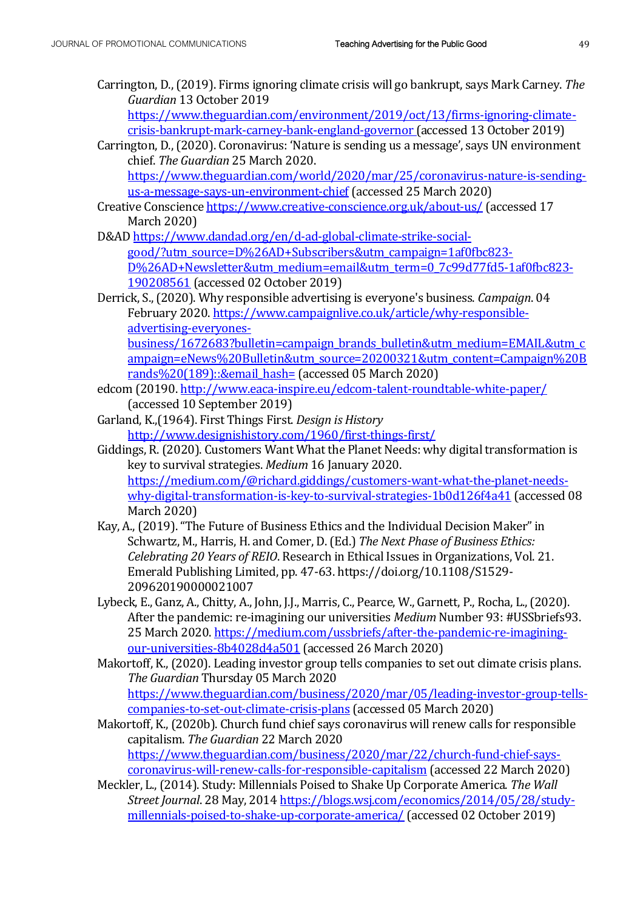Carrington, D., (2019). Firms ignoring climate crisis will go bankrupt, says Mark Carney. *The Guardian* 13 October 2019 https://www.theguardian.com/environment/2019/oct/13/firms-ignoring-climate-crisis-bankrupt-mark-carney-bank-england-governor (accessed 13 October 2019)

Carrington, D., (2020). Coronavirus: 'Nature is sending us a message', says UN environment chief. *The Guardian* 25 March 2020. https://www.theguardian.com/world/2020/mar/25/coronavirus-nature-is-sending-us-a-message-says-un-environment-chief (accessed 25 March 2020)

Creative Conscience https://www.creative-conscience.org.uk/about-us/ (accessed 17 March 2020)

D&AD https://www.dandad.org/en/d-ad-global-climate-strike-social-good/?utm_source=D%26AD+Subscribers&utm_campaign=1af0fbc823-D%26AD+Newsletter&utm_medium=email&utm_term=0_7c99d77fd5-1af0fbc823-190208561 (accessed 02 October 2019)

Derrick, S., (2020). Why responsible advertising is everyone's business. *Campaign*. 04 February 2020. https://www.campaignlive.co.uk/article/why-responsible-advertising-everyones-business/1672683?bulletin=campaign_brands_bulletin&utm_medium=EMAIL&utm_campaign=eNews%20Bulletin&utm_source=20200321&utm_content=Campaign%20Brands%20(189)::&email_hash= (accessed 05 March 2020)

edcom (20190. http://www.eaca-inspire.eu/edcom-talent-roundtable-white-paper/ (accessed 10 September 2019)

Garland, K.,(1964). First Things First. *Design is History* http://www.designishistory.com/1960/first-things-first/

Giddings, R. (2020). Customers Want What the Planet Needs: why digital transformation is key to survival strategies. *Medium* 16 January 2020. https://medium.com/@richard.giddings/customers-want-what-the-planet-needs-why-digital-transformation-is-key-to-survival-strategies-1b0d126f4a41 (accessed 08 March 2020)

Kay, A., (2019). "The Future of Business Ethics and the Individual Decision Maker" in Schwartz, M., Harris, H. and Comer, D. (Ed.) *The Next Phase of Business Ethics: Celebrating 20 Years of REIO*. Research in Ethical Issues in Organizations, Vol. 21. Emerald Publishing Limited, pp. 47-63. https://doi.org/10.1108/S1529-209620190000021007

Lybeck, E., Ganz, A., Chitty, A., John, J.J., Marris, C., Pearce, W., Garnett, P., Rocha, L., (2020). After the pandemic: re-imagining our universities *Medium* Number 93: #USSbriefs93. 25 March 2020. https://medium.com/ussbriefs/after-the-pandemic-re-imagining-our-universities-8b4028d4a501 (accessed 26 March 2020)

Makortoff, K., (2020). Leading investor group tells companies to set out climate crisis plans. *The Guardian* Thursday 05 March 2020 https://www.theguardian.com/business/2020/mar/05/leading-investor-group-tells-companies-to-set-out-climate-crisis-plans (accessed 05 March 2020)

Makortoff, K., (2020b). Church fund chief says coronavirus will renew calls for responsible capitalism. *The Guardian* 22 March 2020 https://www.theguardian.com/business/2020/mar/22/church-fund-chief-says-coronavirus-will-renew-calls-for-responsible-capitalism (accessed 22 March 2020)

Meckler, L., (2014). Study: Millennials Poised to Shake Up Corporate America. *The Wall Street Journal*. 28 May, 2014 https://blogs.wsj.com/economics/2014/05/28/study-millennials-poised-to-shake-up-corporate-america/ (accessed 02 October 2019)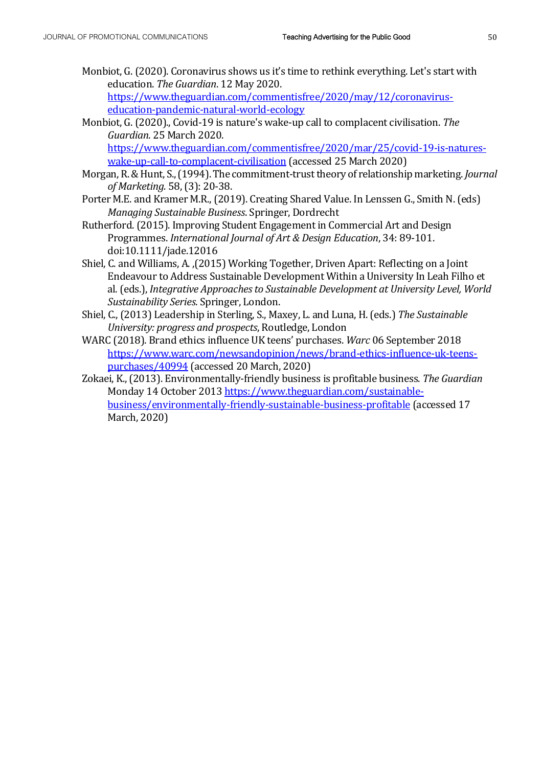Monbiot, G. (2020). Coronavirus shows us it's time to rethink everything. Let's start with education. *The Guardian*. 12 May 2020. https://www.theguardian.com/commentisfree/2020/may/12/coronavirus-education-pandemic-natural-world-ecology

Monbiot, G. (2020)., Covid-19 is nature's wake-up call to complacent civilisation. *The Guardian*. 25 March 2020. https://www.theguardian.com/commentisfree/2020/mar/25/covid-19-is-natures-wake-up-call-to-complacent-civilisation (accessed 25 March 2020)

Morgan, R. & Hunt, S., (1994). The commitment-trust theory of relationship marketing. *Journal of Marketing.* 58, (3): 20-38.

Porter M.E. and Kramer M.R., (2019). Creating Shared Value. In Lenssen G., Smith N. (eds) *Managing Sustainable Business*. Springer, Dordrecht

Rutherford. (2015). Improving Student Engagement in Commercial Art and Design Programmes. *International Journal of Art & Design Education*, 34: 89-101. doi:10.1111/jade.12016

Shiel, C. and Williams, A. ,(2015) Working Together, Driven Apart: Reflecting on a Joint Endeavour to Address Sustainable Development Within a University In Leah Filho et al. (eds.), *Integrative Approaches to Sustainable Development at University Level, World Sustainability Series*. Springer, London.

Shiel, C., (2013) Leadership in Sterling, S., Maxey, L. and Luna, H. (eds.) *The Sustainable University: progress and prospects*, Routledge, London

WARC (2018). Brand ethics influence UK teens' purchases. *Warc* 06 September 2018 https://www.warc.com/newsandopinion/news/brand-ethics-influence-uk-teens-purchases/40994 (accessed 20 March, 2020)

Zokaei, K., (2013). Environmentally-friendly business is profitable business. *The Guardian* Monday 14 October 2013 https://www.theguardian.com/sustainable-business/environmentally-friendly-sustainable-business-profitable (accessed 17 March, 2020)